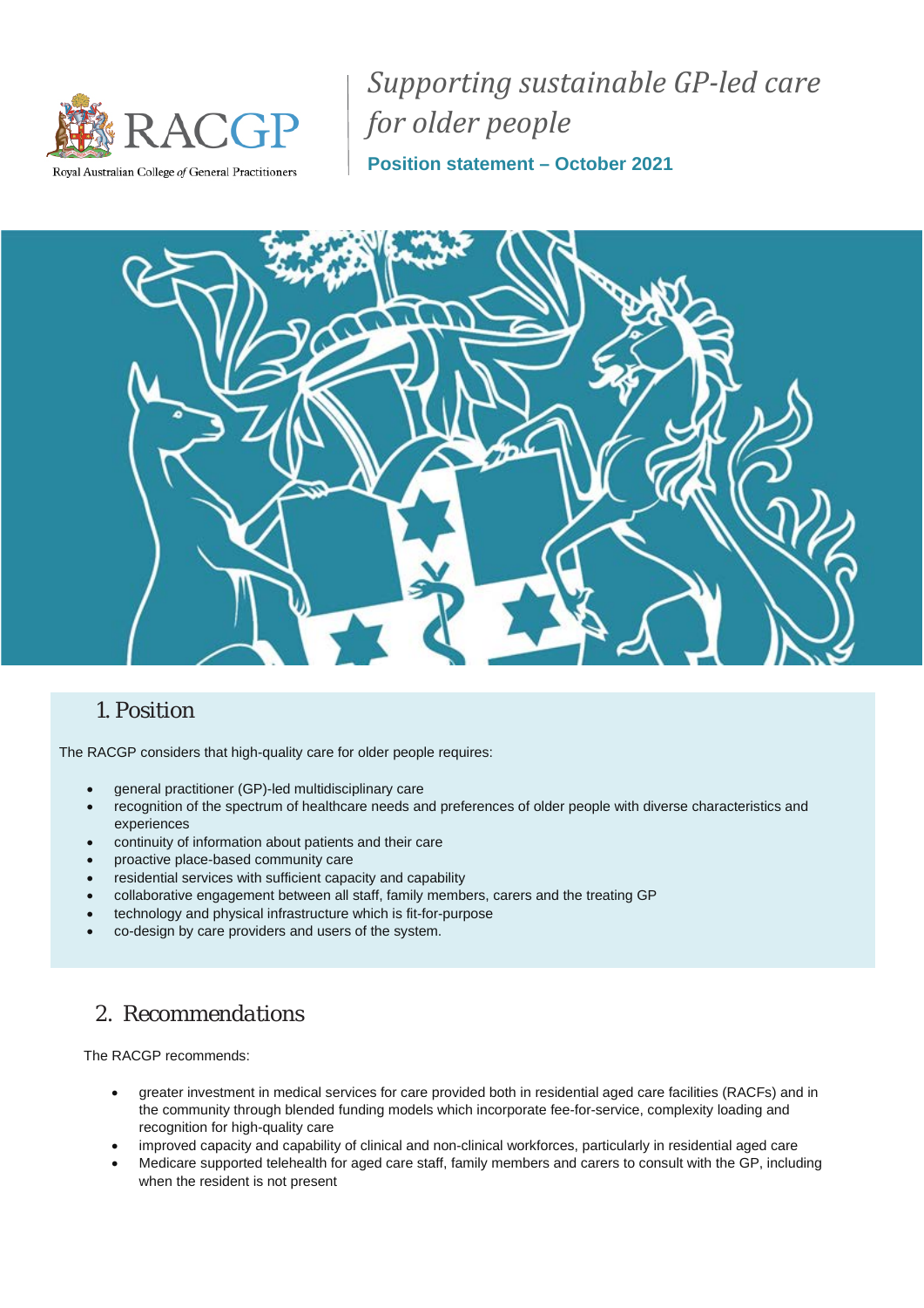RACGP

Royal Australian College of General Practitioners

# *Supporting sustainable GP-led care for older people*

**Position statement – October 2021**

## 1. Position

The RACGP considers that high-quality care for older people requires:

- general practitioner (GP)-led multidisciplinary care
- recognition of the spectrum of healthcare needs and preferences of older people with diverse characteristics and experiences
- continuity of information about patients and their care
- proactive place-based community care
- residential services with sufficient capacity and capability
- collaborative engagement between all staff, family members, carers and the treating GP
- technology and physical infrastructure which is fit-for-purpose
- co-design by care providers and users of the system.

## 2. Recommendations

The RACGP recommends:

- greater investment in medical services for care provided both in residential aged care facilities (RACFs) and in the community through blended funding models which incorporate fee-for-service, complexity loading and recognition for high-quality care
- improved capacity and capability of clinical and non-clinical workforces, particularly in residential aged care
- Medicare supported telehealth for aged care staff, family members and carers to consult with the GP, including when the resident is not present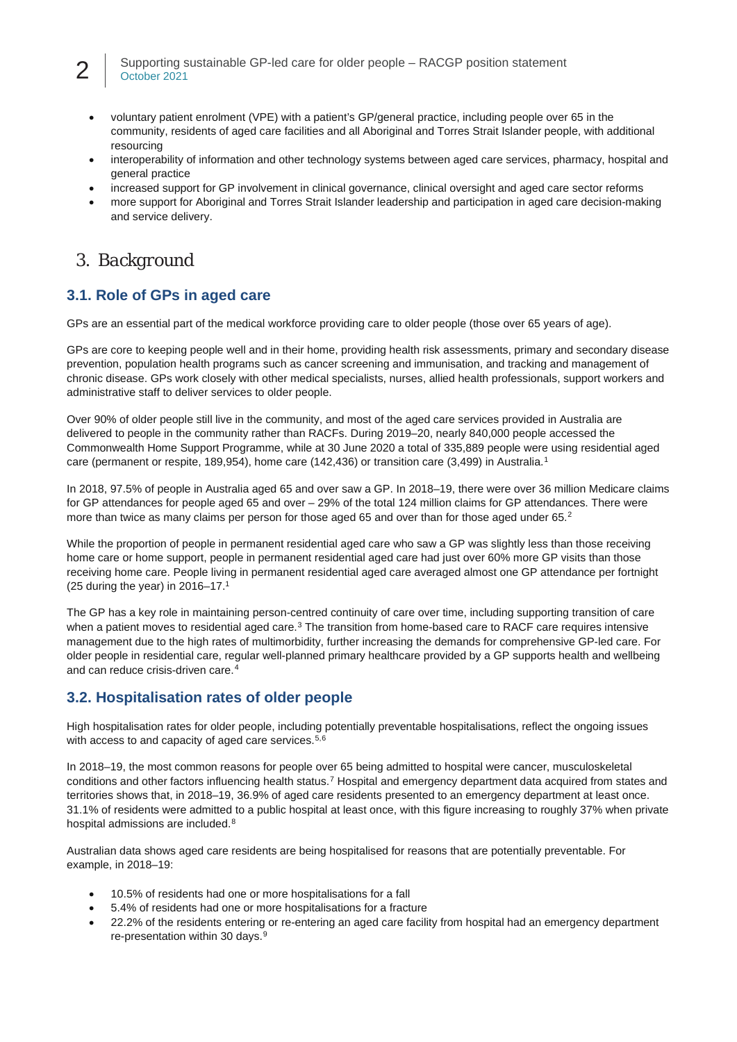- voluntary patient enrolment (VPE) with a patient's GP/general practice, including people over 65 in the community, residents of aged care facilities and all Aboriginal and Torres Strait Islander people, with additional resourcing
- interoperability of information and other technology systems between aged care services, pharmacy, hospital and general practice
- increased support for GP involvement in clinical governance, clinical oversight and aged care sector reforms
- more support for Aboriginal and Torres Strait Islander leadership and participation in aged care decision-making and service delivery.

# 3. Background

## 3.1. Role of GPs in aged care

GPs are an essential part of the medical workforce providing care to older people (those over 65 years of age).

GPs are core to keeping people well and in their home, providing health risk assessments, primary and secondary disease prevention, population health programs such as cancer screening and immunisation, and tracking and management of chronic disease. GPs work closely with other medical specialists, nurses, allied health professionals, support workers and administrative staff to deliver services to older people.

Over 90% of older people still live in the community, and most of the aged care services provided in Australia are delivered to people in the community rather than RACFs. During 2019–20, nearly 840,000 people accessed the Commonwealth Home Support Programme, while at 30 June 2020 a total of 335,889 people were using residential aged care (permanent or respite, 189,954), home care (142,436) or transition care (3,499) in Australia.[1]

In 2018, 97.5% of people in Australia aged 65 and over saw a GP. In 2018–19, there were over 36 million Medicare claims for GP attendances for people aged 65 and over – 29% of the total 124 million claims for GP attendances. There were more than twice as many claims per person for those aged 65 and over than for those aged under 65.[2]

While the proportion of people in permanent residential aged care who saw a GP was slightly less than those receiving home care or home support, people in permanent residential aged care had just over 60% more GP visits than those receiving home care. People living in permanent residential aged care averaged almost one GP attendance per fortnight (25 during the year) in 2016–17.[1]

The GP has a key role in maintaining person-centred continuity of care over time, including supporting transition of care when a patient moves to residential aged care.[3] The transition from home-based care to RACF care requires intensive management due to the high rates of multimorbidity, further increasing the demands for comprehensive GP-led care. For older people in residential care, regular well-planned primary healthcare provided by a GP supports health and wellbeing and can reduce crisis-driven care.[4]

## 3.2. Hospitalisation rates of older people

High hospitalisation rates for older people, including potentially preventable hospitalisations, reflect the ongoing issues with access to and capacity of aged care services.[5,6]

In 2018–19, the most common reasons for people over 65 being admitted to hospital were cancer, musculoskeletal conditions and other factors influencing health status.[7] Hospital and emergency department data acquired from states and territories shows that, in 2018–19, 36.9% of aged care residents presented to an emergency department at least once. 31.1% of residents were admitted to a public hospital at least once, with this figure increasing to roughly 37% when private hospital admissions are included.[8]

Australian data shows aged care residents are being hospitalised for reasons that are potentially preventable. For example, in 2018–19:

- 10.5% of residents had one or more hospitalisations for a fall
- 5.4% of residents had one or more hospitalisations for a fracture
- 22.2% of the residents entering or re-entering an aged care facility from hospital had an emergency department re-presentation within 30 days.[9]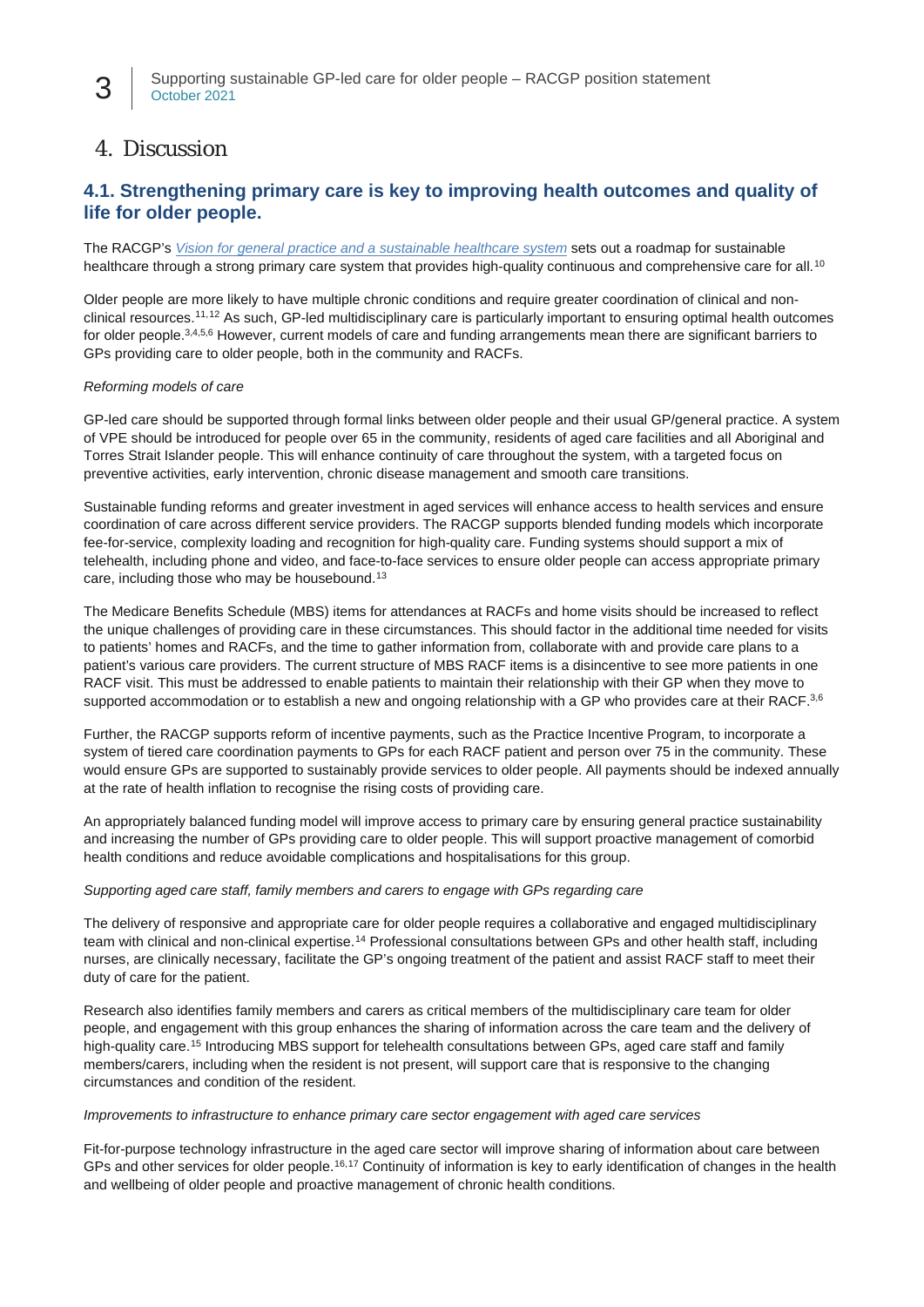# 4. Discussion

## 4.1. Strengthening primary care is key to improving health outcomes and quality of life for older people.

The RACGP's *Vision for general practice and a sustainable healthcare system* sets out a roadmap for sustainable healthcare through a strong primary care system that provides high-quality continuous and comprehensive care for all.[10]

Older people are more likely to have multiple chronic conditions and require greater coordination of clinical and non-clinical resources.[11,12] As such, GP-led multidisciplinary care is particularly important to ensuring optimal health outcomes for older people.[3,4,5,6] However, current models of care and funding arrangements mean there are significant barriers to GPs providing care to older people, both in the community and RACFs.

*Reforming models of care*

GP-led care should be supported through formal links between older people and their usual GP/general practice. A system of VPE should be introduced for people over 65 in the community, residents of aged care facilities and all Aboriginal and Torres Strait Islander people. This will enhance continuity of care throughout the system, with a targeted focus on preventive activities, early intervention, chronic disease management and smooth care transitions.

Sustainable funding reforms and greater investment in aged services will enhance access to health services and ensure coordination of care across different service providers. The RACGP supports blended funding models which incorporate fee-for-service, complexity loading and recognition for high-quality care. Funding systems should support a mix of telehealth, including phone and video, and face-to-face services to ensure older people can access appropriate primary care, including those who may be housebound.[13]

The Medicare Benefits Schedule (MBS) items for attendances at RACFs and home visits should be increased to reflect the unique challenges of providing care in these circumstances. This should factor in the additional time needed for visits to patients' homes and RACFs, and the time to gather information from, collaborate with and provide care plans to a patient's various care providers. The current structure of MBS RACF items is a disincentive to see more patients in one RACF visit. This must be addressed to enable patients to maintain their relationship with their GP when they move to supported accommodation or to establish a new and ongoing relationship with a GP who provides care at their RACF.[3,6]

Further, the RACGP supports reform of incentive payments, such as the Practice Incentive Program, to incorporate a system of tiered care coordination payments to GPs for each RACF patient and person over 75 in the community. These would ensure GPs are supported to sustainably provide services to older people. All payments should be indexed annually at the rate of health inflation to recognise the rising costs of providing care.

An appropriately balanced funding model will improve access to primary care by ensuring general practice sustainability and increasing the number of GPs providing care to older people. This will support proactive management of comorbid health conditions and reduce avoidable complications and hospitalisations for this group.

*Supporting aged care staff, family members and carers to engage with GPs regarding care*

The delivery of responsive and appropriate care for older people requires a collaborative and engaged multidisciplinary team with clinical and non-clinical expertise.[14] Professional consultations between GPs and other health staff, including nurses, are clinically necessary, facilitate the GP's ongoing treatment of the patient and assist RACF staff to meet their duty of care for the patient.

Research also identifies family members and carers as critical members of the multidisciplinary care team for older people, and engagement with this group enhances the sharing of information across the care team and the delivery of high-quality care.[15] Introducing MBS support for telehealth consultations between GPs, aged care staff and family members/carers, including when the resident is not present, will support care that is responsive to the changing circumstances and condition of the resident.

*Improvements to infrastructure to enhance primary care sector engagement with aged care services*

Fit-for-purpose technology infrastructure in the aged care sector will improve sharing of information about care between GPs and other services for older people.[16,17] Continuity of information is key to early identification of changes in the health and wellbeing of older people and proactive management of chronic health conditions.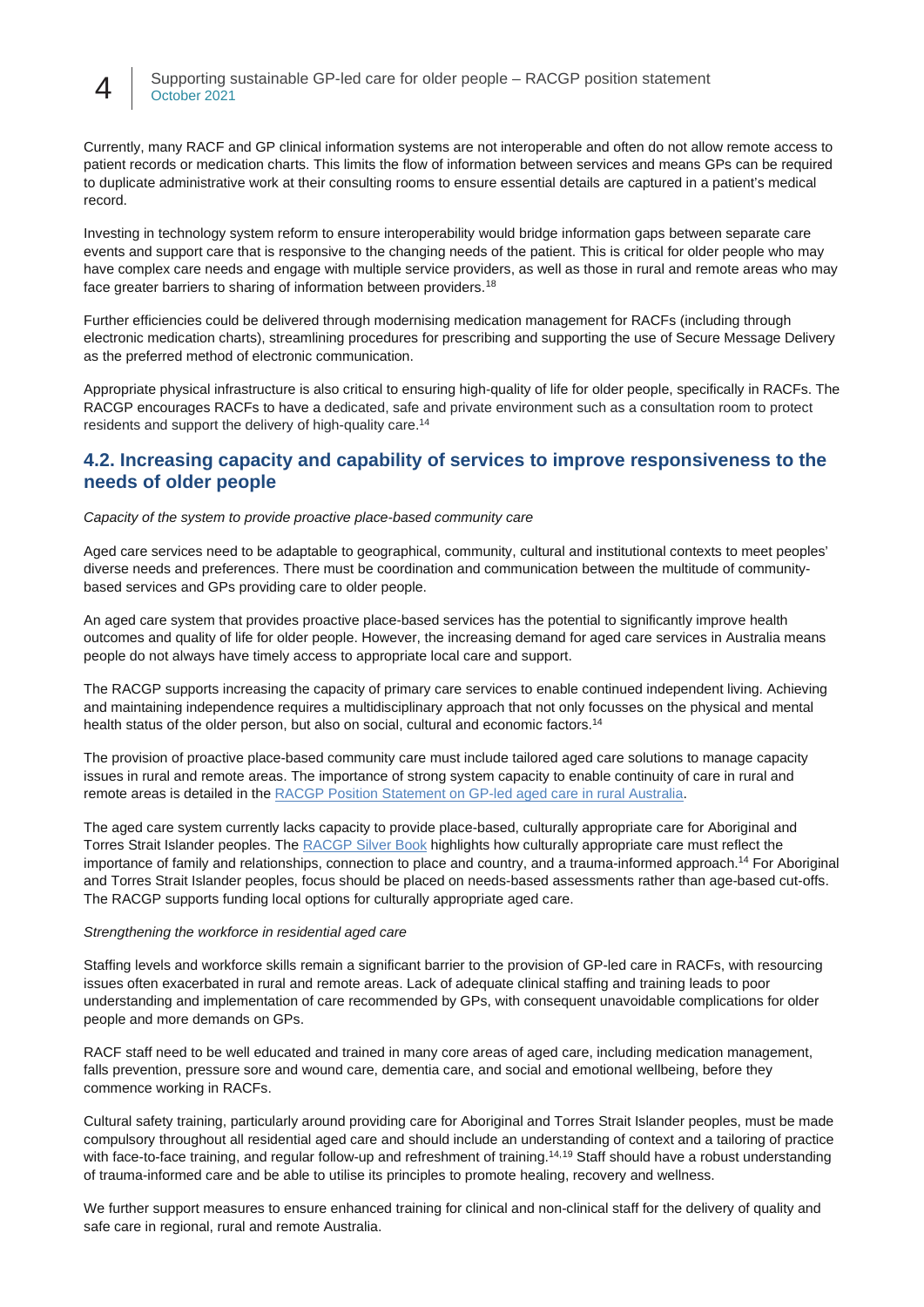Currently, many RACF and GP clinical information systems are not interoperable and often do not allow remote access to patient records or medication charts. This limits the flow of information between services and means GPs can be required to duplicate administrative work at their consulting rooms to ensure essential details are captured in a patient's medical record.

Investing in technology system reform to ensure interoperability would bridge information gaps between separate care events and support care that is responsive to the changing needs of the patient. This is critical for older people who may have complex care needs and engage with multiple service providers, as well as those in rural and remote areas who may face greater barriers to sharing of information between providers.[18]

Further efficiencies could be delivered through modernising medication management for RACFs (including through electronic medication charts), streamlining procedures for prescribing and supporting the use of Secure Message Delivery as the preferred method of electronic communication.

Appropriate physical infrastructure is also critical to ensuring high-quality of life for older people, specifically in RACFs. The RACGP encourages RACFs to have a dedicated, safe and private environment such as a consultation room to protect residents and support the delivery of high-quality care.[14]

## 4.2. Increasing capacity and capability of services to improve responsiveness to the needs of older people

*Capacity of the system to provide proactive place-based community care*

Aged care services need to be adaptable to geographical, community, cultural and institutional contexts to meet peoples' diverse needs and preferences. There must be coordination and communication between the multitude of community-based services and GPs providing care to older people.

An aged care system that provides proactive place-based services has the potential to significantly improve health outcomes and quality of life for older people. However, the increasing demand for aged care services in Australia means people do not always have timely access to appropriate local care and support.

The RACGP supports increasing the capacity of primary care services to enable continued independent living. Achieving and maintaining independence requires a multidisciplinary approach that not only focusses on the physical and mental health status of the older person, but also on social, cultural and economic factors.[14]

The provision of proactive place-based community care must include tailored aged care solutions to manage capacity issues in rural and remote areas. The importance of strong system capacity to enable continuity of care in rural and remote areas is detailed in the RACGP Position Statement on GP-led aged care in rural Australia.

The aged care system currently lacks capacity to provide place-based, culturally appropriate care for Aboriginal and Torres Strait Islander peoples. The RACGP Silver Book highlights how culturally appropriate care must reflect the importance of family and relationships, connection to place and country, and a trauma-informed approach.[14] For Aboriginal and Torres Strait Islander peoples, focus should be placed on needs-based assessments rather than age-based cut-offs. The RACGP supports funding local options for culturally appropriate aged care.

*Strengthening the workforce in residential aged care*

Staffing levels and workforce skills remain a significant barrier to the provision of GP-led care in RACFs, with resourcing issues often exacerbated in rural and remote areas. Lack of adequate clinical staffing and training leads to poor understanding and implementation of care recommended by GPs, with consequent unavoidable complications for older people and more demands on GPs.

RACF staff need to be well educated and trained in many core areas of aged care, including medication management, falls prevention, pressure sore and wound care, dementia care, and social and emotional wellbeing, before they commence working in RACFs.

Cultural safety training, particularly around providing care for Aboriginal and Torres Strait Islander peoples, must be made compulsory throughout all residential aged care and should include an understanding of context and a tailoring of practice with face-to-face training, and regular follow-up and refreshment of training.[14,19] Staff should have a robust understanding of trauma-informed care and be able to utilise its principles to promote healing, recovery and wellness.

We further support measures to ensure enhanced training for clinical and non-clinical staff for the delivery of quality and safe care in regional, rural and remote Australia.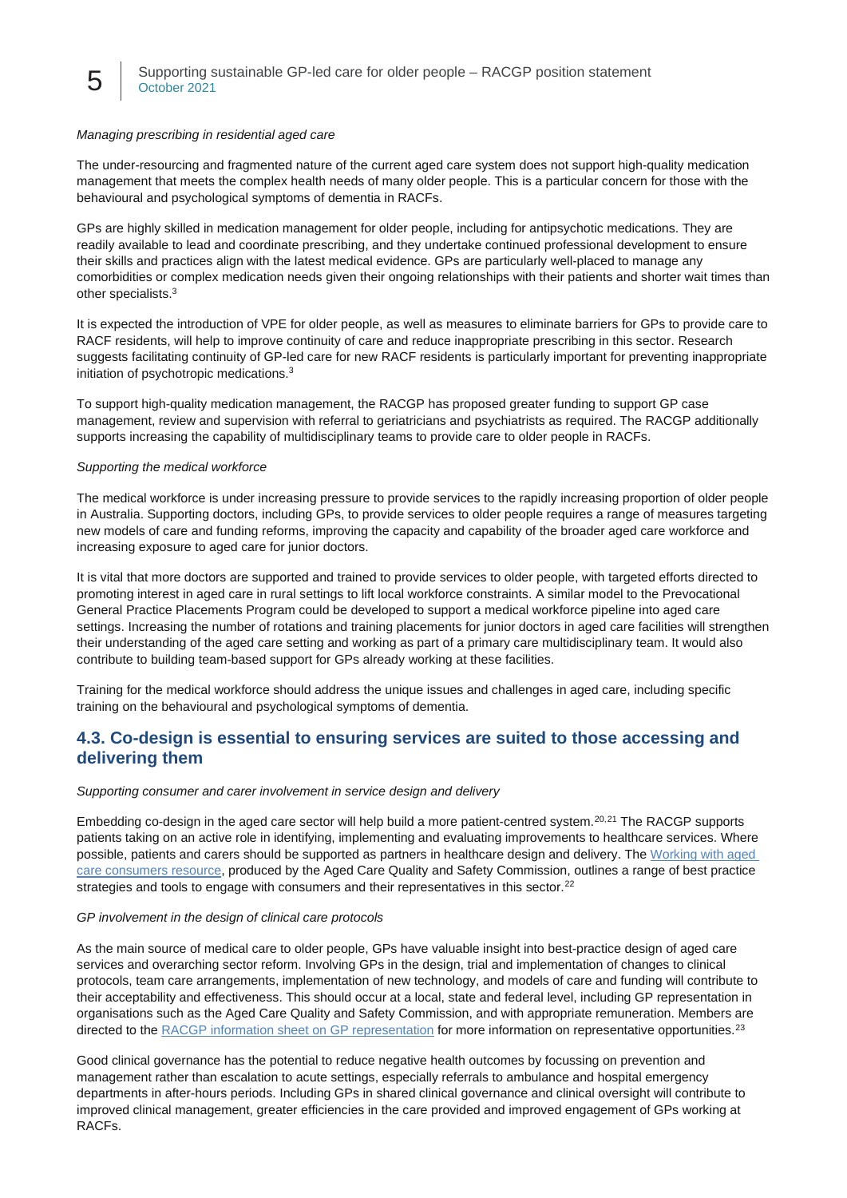*Managing prescribing in residential aged care*

The under-resourcing and fragmented nature of the current aged care system does not support high-quality medication management that meets the complex health needs of many older people. This is a particular concern for those with the behavioural and psychological symptoms of dementia in RACFs.

GPs are highly skilled in medication management for older people, including for antipsychotic medications. They are readily available to lead and coordinate prescribing, and they undertake continued professional development to ensure their skills and practices align with the latest medical evidence. GPs are particularly well-placed to manage any comorbidities or complex medication needs given their ongoing relationships with their patients and shorter wait times than other specialists.[3]

It is expected the introduction of VPE for older people, as well as measures to eliminate barriers for GPs to provide care to RACF residents, will help to improve continuity of care and reduce inappropriate prescribing in this sector. Research suggests facilitating continuity of GP-led care for new RACF residents is particularly important for preventing inappropriate initiation of psychotropic medications.[3]

To support high-quality medication management, the RACGP has proposed greater funding to support GP case management, review and supervision with referral to geriatricians and psychiatrists as required. The RACGP additionally supports increasing the capability of multidisciplinary teams to provide care to older people in RACFs.

*Supporting the medical workforce*

The medical workforce is under increasing pressure to provide services to the rapidly increasing proportion of older people in Australia. Supporting doctors, including GPs, to provide services to older people requires a range of measures targeting new models of care and funding reforms, improving the capacity and capability of the broader aged care workforce and increasing exposure to aged care for junior doctors.

It is vital that more doctors are supported and trained to provide services to older people, with targeted efforts directed to promoting interest in aged care in rural settings to lift local workforce constraints. A similar model to the Prevocational General Practice Placements Program could be developed to support a medical workforce pipeline into aged care settings. Increasing the number of rotations and training placements for junior doctors in aged care facilities will strengthen their understanding of the aged care setting and working as part of a primary care multidisciplinary team. It would also contribute to building team-based support for GPs already working at these facilities.

Training for the medical workforce should address the unique issues and challenges in aged care, including specific training on the behavioural and psychological symptoms of dementia.

## 4.3. Co-design is essential to ensuring services are suited to those accessing and delivering them

*Supporting consumer and carer involvement in service design and delivery*

Embedding co-design in the aged care sector will help build a more patient-centred system.[20,21] The RACGP supports patients taking on an active role in identifying, implementing and evaluating improvements to healthcare services. Where possible, patients and carers should be supported as partners in healthcare design and delivery. The Working with aged care consumers resource, produced by the Aged Care Quality and Safety Commission, outlines a range of best practice strategies and tools to engage with consumers and their representatives in this sector.[22]

*GP involvement in the design of clinical care protocols*

As the main source of medical care to older people, GPs have valuable insight into best-practice design of aged care services and overarching sector reform. Involving GPs in the design, trial and implementation of changes to clinical protocols, team care arrangements, implementation of new technology, and models of care and funding will contribute to their acceptability and effectiveness. This should occur at a local, state and federal level, including GP representation in organisations such as the Aged Care Quality and Safety Commission, and with appropriate remuneration. Members are directed to the RACGP information sheet on GP representation for more information on representative opportunities.[23]

Good clinical governance has the potential to reduce negative health outcomes by focussing on prevention and management rather than escalation to acute settings, especially referrals to ambulance and hospital emergency departments in after-hours periods. Including GPs in shared clinical governance and clinical oversight will contribute to improved clinical management, greater efficiencies in the care provided and improved engagement of GPs working at RACFs.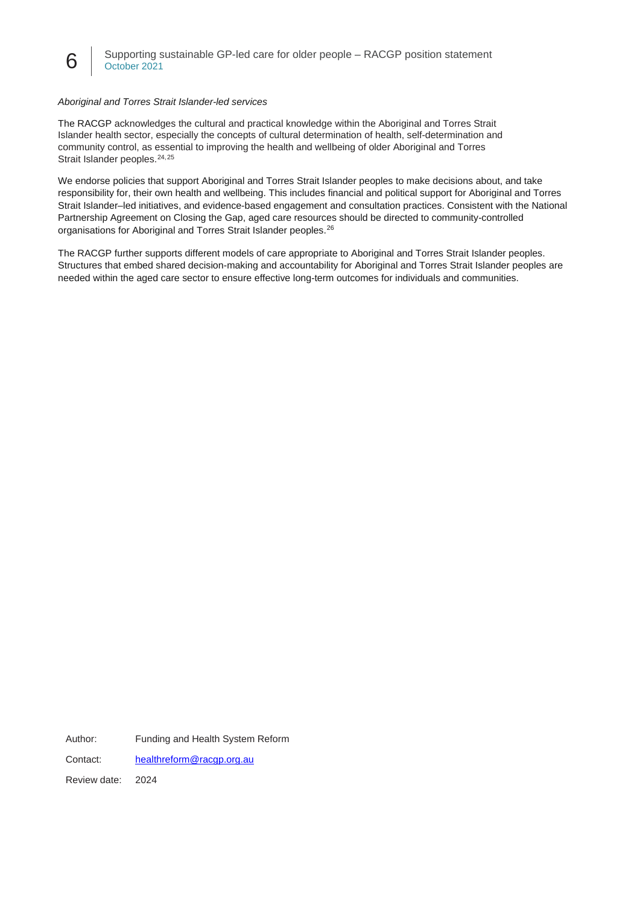*Aboriginal and Torres Strait Islander-led services*

The RACGP acknowledges the cultural and practical knowledge within the Aboriginal and Torres Strait Islander health sector, especially the concepts of cultural determination of health, self-determination and community control, as essential to improving the health and wellbeing of older Aboriginal and Torres Strait Islander peoples.[24,25]

We endorse policies that support Aboriginal and Torres Strait Islander peoples to make decisions about, and take responsibility for, their own health and wellbeing. This includes financial and political support for Aboriginal and Torres Strait Islander–led initiatives, and evidence-based engagement and consultation practices. Consistent with the National Partnership Agreement on Closing the Gap, aged care resources should be directed to community-controlled organisations for Aboriginal and Torres Strait Islander peoples.[26]

The RACGP further supports different models of care appropriate to Aboriginal and Torres Strait Islander peoples. Structures that embed shared decision-making and accountability for Aboriginal and Torres Strait Islander peoples are needed within the aged care sector to ensure effective long-term outcomes for individuals and communities.

Author: Funding and Health System Reform

Contact: healthreform@racgp.org.au

Review date: 2024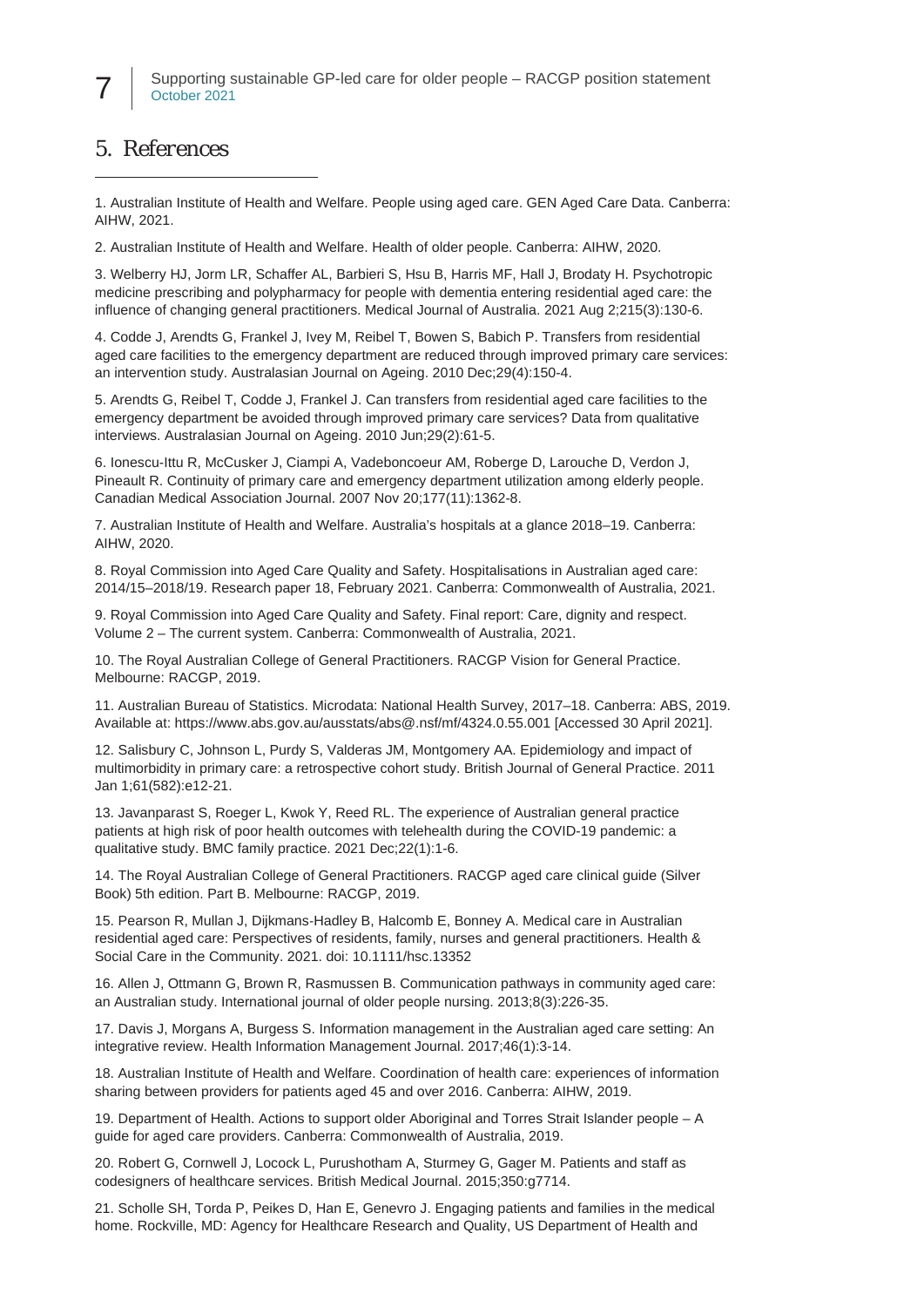## 5. References

1. Australian Institute of Health and Welfare. People using aged care. GEN Aged Care Data. Canberra: AIHW, 2021.

2. Australian Institute of Health and Welfare. Health of older people. Canberra: AIHW, 2020.

3. Welberry HJ, Jorm LR, Schaffer AL, Barbieri S, Hsu B, Harris MF, Hall J, Brodaty H. Psychotropic medicine prescribing and polypharmacy for people with dementia entering residential aged care: the influence of changing general practitioners. Medical Journal of Australia. 2021 Aug 2;215(3):130-6.

4. Codde J, Arendts G, Frankel J, Ivey M, Reibel T, Bowen S, Babich P. Transfers from residential aged care facilities to the emergency department are reduced through improved primary care services: an intervention study. Australasian Journal on Ageing. 2010 Dec;29(4):150-4.

5. Arendts G, Reibel T, Codde J, Frankel J. Can transfers from residential aged care facilities to the emergency department be avoided through improved primary care services? Data from qualitative interviews. Australasian Journal on Ageing. 2010 Jun;29(2):61-5.

6. Ionescu-Ittu R, McCusker J, Ciampi A, Vadeboncoeur AM, Roberge D, Larouche D, Verdon J, Pineault R. Continuity of primary care and emergency department utilization among elderly people. Canadian Medical Association Journal. 2007 Nov 20;177(11):1362-8.

7. Australian Institute of Health and Welfare. Australia's hospitals at a glance 2018–19. Canberra: AIHW, 2020.

8. Royal Commission into Aged Care Quality and Safety. Hospitalisations in Australian aged care: 2014/15–2018/19. Research paper 18, February 2021. Canberra: Commonwealth of Australia, 2021.

9. Royal Commission into Aged Care Quality and Safety. Final report: Care, dignity and respect. Volume 2 – The current system. Canberra: Commonwealth of Australia, 2021.

10. The Royal Australian College of General Practitioners. RACGP Vision for General Practice. Melbourne: RACGP, 2019.

11. Australian Bureau of Statistics. Microdata: National Health Survey, 2017–18. Canberra: ABS, 2019. Available at: https://www.abs.gov.au/ausstats/abs@.nsf/mf/4324.0.55.001 [Accessed 30 April 2021].

12. Salisbury C, Johnson L, Purdy S, Valderas JM, Montgomery AA. Epidemiology and impact of multimorbidity in primary care: a retrospective cohort study. British Journal of General Practice. 2011 Jan 1;61(582):e12-21.

13. Javanparast S, Roeger L, Kwok Y, Reed RL. The experience of Australian general practice patients at high risk of poor health outcomes with telehealth during the COVID-19 pandemic: a qualitative study. BMC family practice. 2021 Dec;22(1):1-6.

14. The Royal Australian College of General Practitioners. RACGP aged care clinical guide (Silver Book) 5th edition. Part B. Melbourne: RACGP, 2019.

15. Pearson R, Mullan J, Dijkmans-Hadley B, Halcomb E, Bonney A. Medical care in Australian residential aged care: Perspectives of residents, family, nurses and general practitioners. Health & Social Care in the Community. 2021. doi: 10.1111/hsc.13352

16. Allen J, Ottmann G, Brown R, Rasmussen B. Communication pathways in community aged care: an Australian study. International journal of older people nursing. 2013;8(3):226-35.

17. Davis J, Morgans A, Burgess S. Information management in the Australian aged care setting: An integrative review. Health Information Management Journal. 2017;46(1):3-14.

18. Australian Institute of Health and Welfare. Coordination of health care: experiences of information sharing between providers for patients aged 45 and over 2016. Canberra: AIHW, 2019.

19. Department of Health. Actions to support older Aboriginal and Torres Strait Islander people – A guide for aged care providers. Canberra: Commonwealth of Australia, 2019.

20. Robert G, Cornwell J, Locock L, Purushotham A, Sturmey G, Gager M. Patients and staff as codesigners of healthcare services. British Medical Journal. 2015;350:g7714.

21. Scholle SH, Torda P, Peikes D, Han E, Genevro J. Engaging patients and families in the medical home. Rockville, MD: Agency for Healthcare Research and Quality, US Department of Health and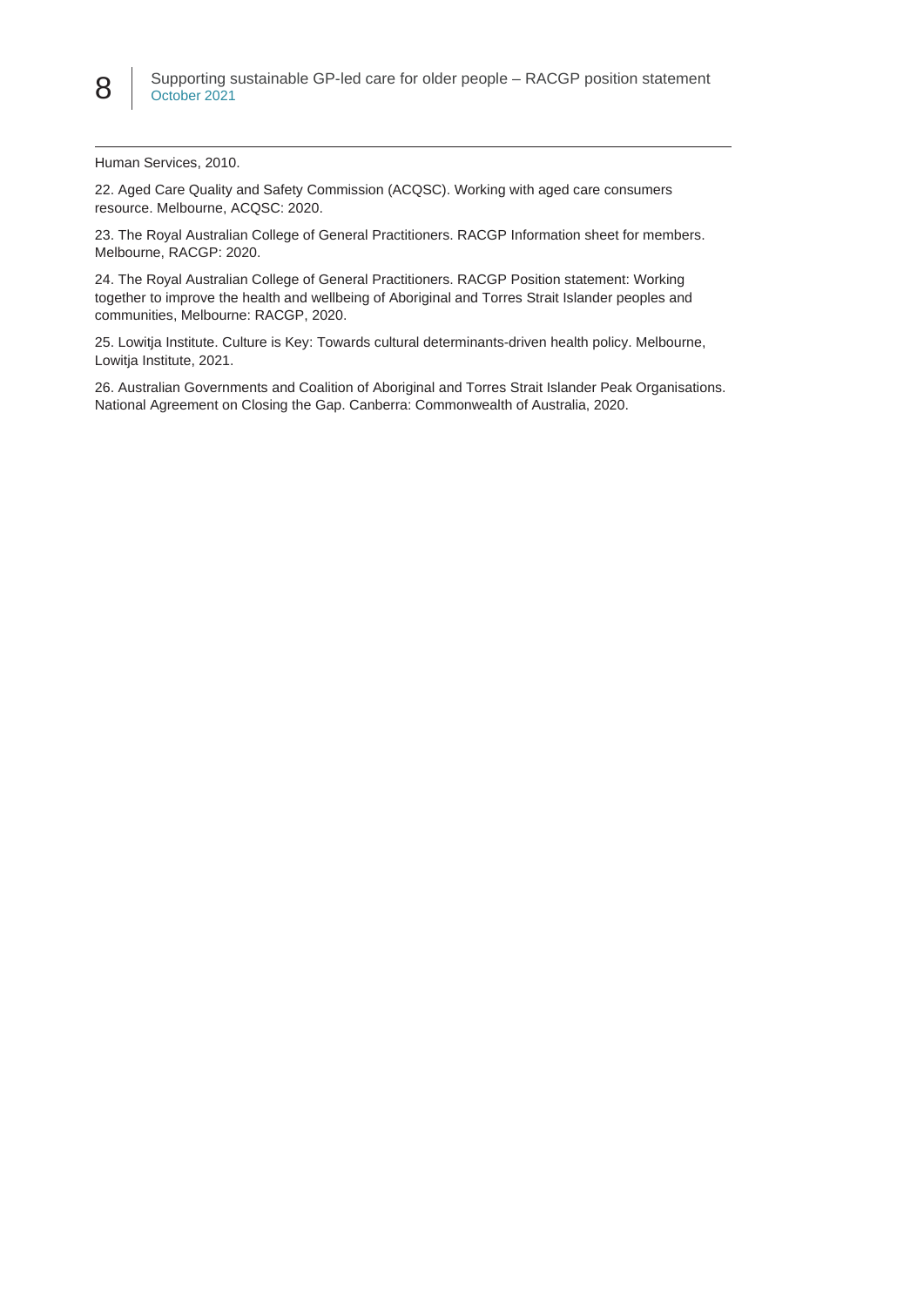Human Services, 2010.

22. Aged Care Quality and Safety Commission (ACQSC). Working with aged care consumers resource. Melbourne, ACQSC: 2020.

23. The Royal Australian College of General Practitioners. RACGP Information sheet for members. Melbourne, RACGP: 2020.

24. The Royal Australian College of General Practitioners. RACGP Position statement: Working together to improve the health and wellbeing of Aboriginal and Torres Strait Islander peoples and communities, Melbourne: RACGP, 2020.

25. Lowitja Institute. Culture is Key: Towards cultural determinants-driven health policy. Melbourne, Lowitja Institute, 2021.

26. Australian Governments and Coalition of Aboriginal and Torres Strait Islander Peak Organisations. National Agreement on Closing the Gap. Canberra: Commonwealth of Australia, 2020.